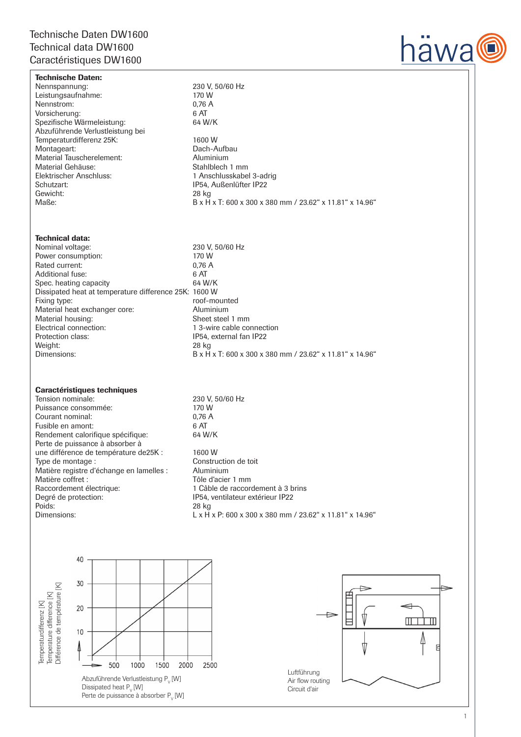# Technische Daten DW1600
# Technical data DW1600
# Caractéristiques DW1600

**Technische Daten:**

| | |
|---|---|
| Nennspannung: | 230 V, 50/60 Hz |
| Leistungsaufnahme: | 170 W |
| Nennstrom: | 0,76 A |
| Vorsicherung: | 6 AT |
| Spezifische Wärmeleistung: | 64 W/K |
| Abzuführende Verlustleistung bei Temperaturdifferenz 25K: | 1600 W |
| Montageart: | Dach-Aufbau |
| Material Tauscherelement: | Aluminium |
| Material Gehäuse: | Stahlblech 1 mm |
| Elektrischer Anschluss: | 1 Anschlusskabel 3-adrig |
| Schutzart: | IP54, Außenlüfter IP22 |
| Gewicht: | 28 kg |
| Maße: | B x H x T: 600 x 300 x 380 mm / 23.62“ x 11.81“ x 14.96“ |

**Technical data:**

| | |
|---|---|
| Nominal voltage: | 230 V, 50/60 Hz |
| Power consumption: | 170 W |
| Rated current: | 0,76 A |
| Additional fuse: | 6 AT |
| Spec. heating capacity | 64 W/K |
| Dissipated heat at temperature difference 25K: | 1600 W |
| Fixing type: | roof-mounted |
| Material heat exchanger core: | Aluminium |
| Material housing: | Sheet steel 1 mm |
| Electrical connection: | 1 3-wire cable connection |
| Protection class: | IP54, external fan IP22 |
| Weight: | 28 kg |
| Dimensions: | B x H x T: 600 x 300 x 380 mm / 23.62“ x 11.81“ x 14.96“ |

**Caractéristiques techniques**

| | |
|---|---|
| Tension nominale: | 230 V, 50/60 Hz |
| Puissance consommée: | 170 W |
| Courant nominal: | 0,76 A |
| Fusible en amont: | 6 AT |
| Rendement calorifique spécifique: | 64 W/K |
| Perte de puissance à absorber à une différence de température de25K : | 1600 W |
| Type de montage : | Construction de toit |
| Matière registre d'échange en lamelles : | Aluminium |
| Matière coffret : | Tôle d'acier 1 mm |
| Raccordement électrique: | 1 Câble de raccordement à 3 brins |
| Degré de protection: | IP54, ventilateur extérieur IP22 |
| Poids: | 28 kg |
| Dimensions: | L x H x P: 600 x 300 x 380 mm / 23.62“ x 11.81“ x 14.96“ |

Temperaturdifferenz [K]
Temperature difference [K]
Différence de température [K]

Abzuführende Verlustleistung $P_V$ [W]
Dissipated heat $P_V$ [W]
Perte de puissance à absorber $P_V$ [W]

Luftführung
Air flow routing
Circuit d'air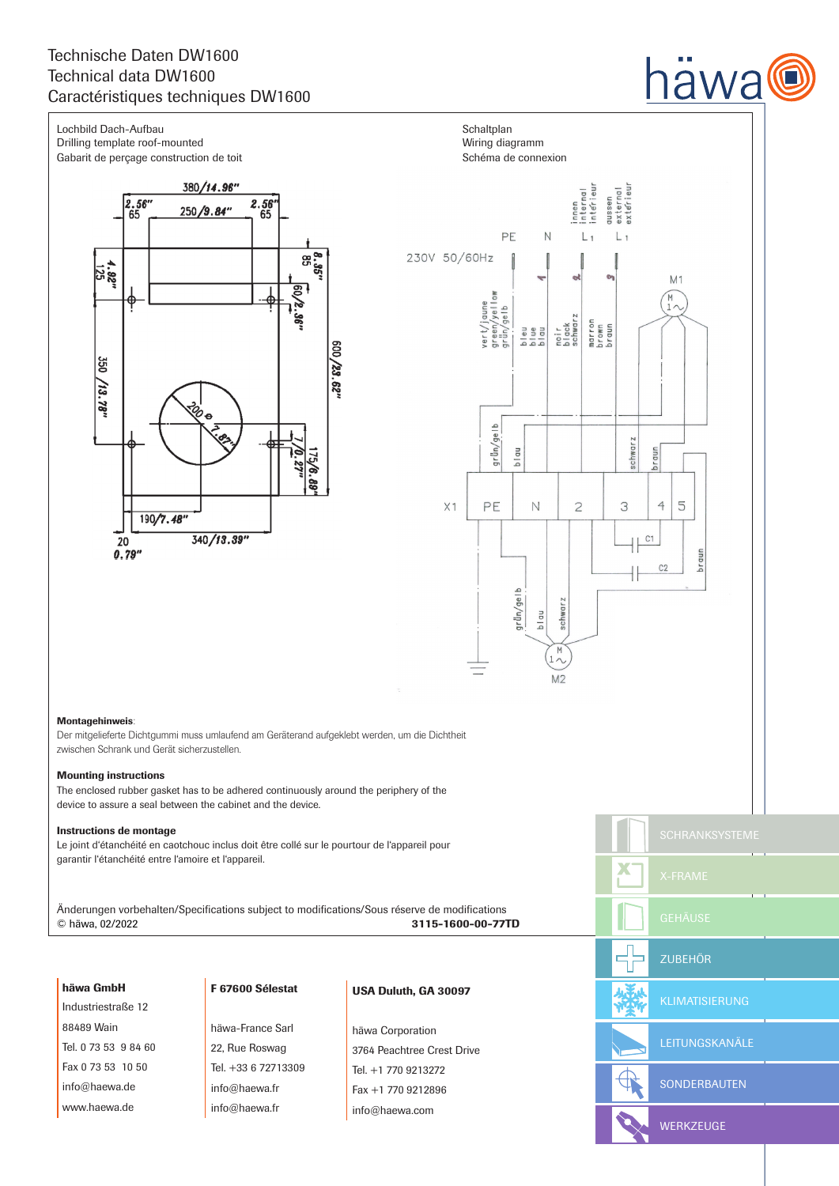# Technische Daten DW1600
# Technical data DW1600
# Caractéristiques techniques DW1600

häwa

Lochbild Dach-Aufbau
Drilling template roof-mounted
Gabarit de perçage construction de toit

380/14.96"
2.56"
65
250/9.84"
2.56"
65
4.92"
125
85
8.35"
60/2.36"
350/13.78"
600/23.62"
200 ø 7.87"
7/0.27"
175/6.89"
190/7.48"
20
0.79"
340/13.39"

Schaltplan
Wiring diagramm
Schéma de connexion

230V 50/60Hz

PE N L1 L1

innen / internal / intérieur
aussen / external / extérieur

vert/jaune green/yellow grün/gelb
bleu blue blau
noir black schwarz
marron brown braun

M1
X1
PE N 2 3 4 5
C1
C2
M2

**Montagehinweis**:
Der mitgelieferte Dichtgummi muss umlaufend am Geräterand aufgeklebt werden, um die Dichtheit zwischen Schrank und Gerät sicherzustellen.

**Mounting instructions**
The enclosed rubber gasket has to be adhered continuously around the periphery of the device to assure a seal between the cabinet and the device.

**Instructions de montage**
Le joint d'étanchéité en caotchouc inclus doit être collé sur le pourtour de l'appareil pour garantir l'étanchéité entre l'amoire et l'appareil.

Änderungen vorbehalten/Specifications subject to modifications/Sous réserve de modifications
© häwa, 02/2022 **3115-1600-00-77TD**

SCHRANKSYSTEME
X-FRAME
GEHÄUSE
ZUBEHÖR
KLIMATISIERUNG
LEITUNGSKANÄLE
SONDERBAUTEN
WERKZEUGE

**häwa GmbH**
Industriestraße 12
88489 Wain
Tel. 0 73 53 9 84 60
Fax 0 73 53 10 50
info@haewa.de
www.haewa.de

**F 67600 Sélestat**
häwa-France Sarl
22, Rue Roswag
Tel. +33 6 72713309
info@haewa.fr
info@haewa.fr

**USA Duluth, GA 30097**
häwa Corporation
3764 Peachtree Crest Drive
Tel. +1 770 9213272
Fax +1 770 9212896
info@haewa.com